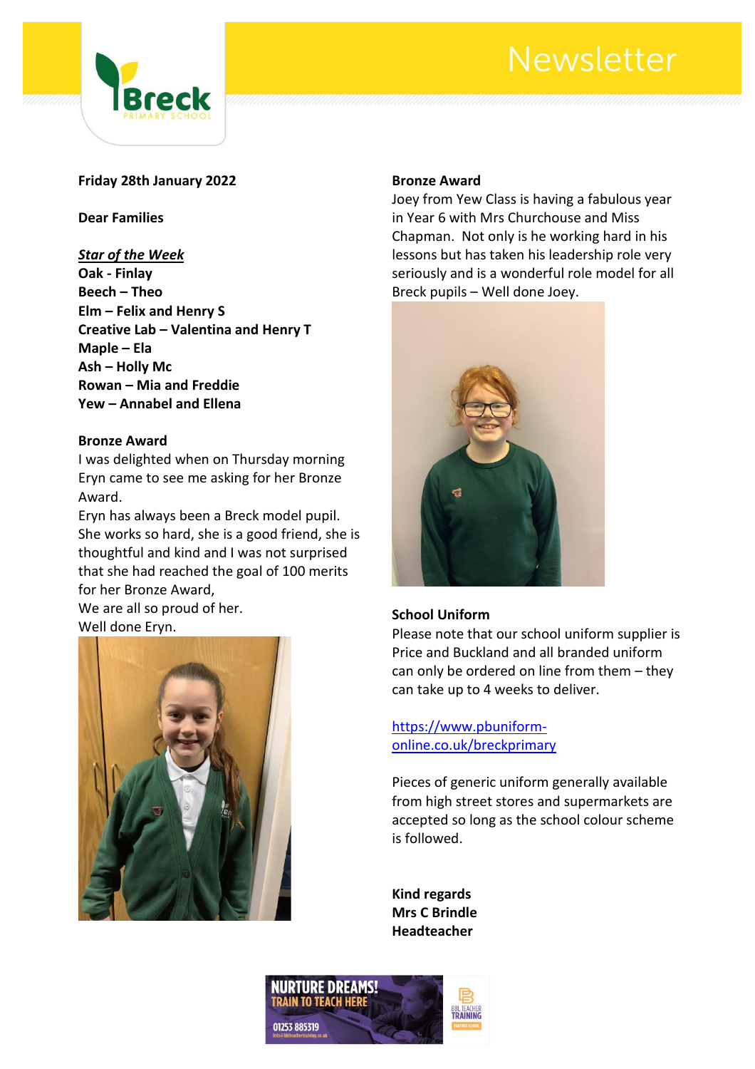# Newsletter

**Friday 28th January 2022**

**Dear Families**

***Star of the Week***

**Oak - Finlay**
**Beech – Theo**
**Elm – Felix and Henry S**
**Creative Lab – Valentina and Henry T**
**Maple – Ela**
**Ash – Holly Mc**
**Rowan – Mia and Freddie**
**Yew – Annabel and Ellena**

**Bronze Award**

I was delighted when on Thursday morning Eryn came to see me asking for her Bronze Award.
Eryn has always been a Breck model pupil. She works so hard, she is a good friend, she is thoughtful and kind and I was not surprised that she had reached the goal of 100 merits for her Bronze Award,
We are all so proud of her.
Well done Eryn.

**Bronze Award**

Joey from Yew Class is having a fabulous year in Year 6 with Mrs Churchouse and Miss Chapman. Not only is he working hard in his lessons but has taken his leadership role very seriously and is a wonderful role model for all Breck pupils – Well done Joey.

**School Uniform**

Please note that our school uniform supplier is Price and Buckland and all branded uniform can only be ordered on line from them – they can take up to 4 weeks to deliver.

https://www.pbuniform-online.co.uk/breckprimary

Pieces of generic uniform generally available from high street stores and supermarkets are accepted so long as the school colour scheme is followed.

**Kind regards**
**Mrs C Brindle**
**Headteacher**

NURTURE DREAMS! TRAIN TO TEACH HERE
01253 885319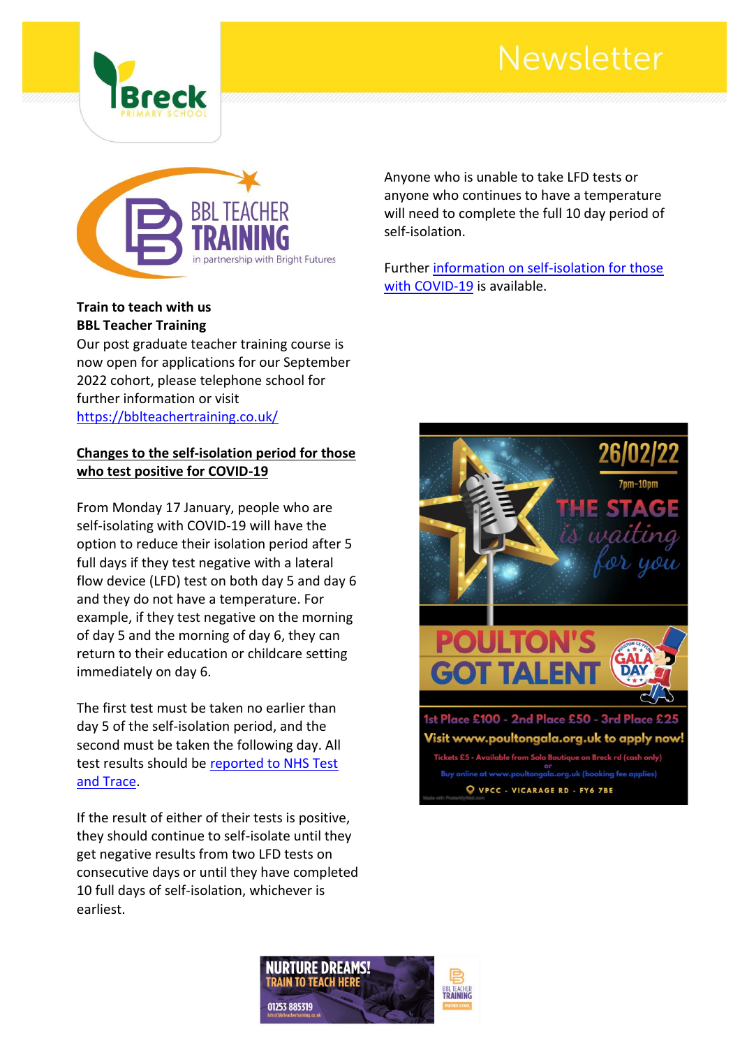Newsletter

**Train to teach with us**
**BBL Teacher Training**
Our post graduate teacher training course is now open for applications for our September 2022 cohort, please telephone school for further information or visit https://bblteachertraining.co.uk/

## Changes to the self-isolation period for those who test positive for COVID-19

From Monday 17 January, people who are self-isolating with COVID-19 will have the option to reduce their isolation period after 5 full days if they test negative with a lateral flow device (LFD) test on both day 5 and day 6 and they do not have a temperature. For example, if they test negative on the morning of day 5 and the morning of day 6, they can return to their education or childcare setting immediately on day 6.

The first test must be taken no earlier than day 5 of the self-isolation period, and the second must be taken the following day. All test results should be reported to NHS Test and Trace.

If the result of either of their tests is positive, they should continue to self-isolate until they get negative results from two LFD tests on consecutive days or until they have completed 10 full days of self-isolation, whichever is earliest.

Anyone who is unable to take LFD tests or anyone who continues to have a temperature will need to complete the full 10 day period of self-isolation.

Further information on self-isolation for those with COVID-19 is available.

26/02/22
7pm-10pm
THE STAGE is waiting for you
POULTON'S GOT TALENT
GALA DAY
1st Place £100 - 2nd Place £50 - 3rd Place £25
Visit www.poultongala.org.uk to apply now!
Tickets £5 - Available from Solo Boutique on Breck rd (cash only)
or
Buy online at www.poultongala.org.uk (booking fee applies)
VPCC - VICARAGE RD - FY6 7BE

NURTURE DREAMS!
TRAIN TO TEACH HERE
01253 885319